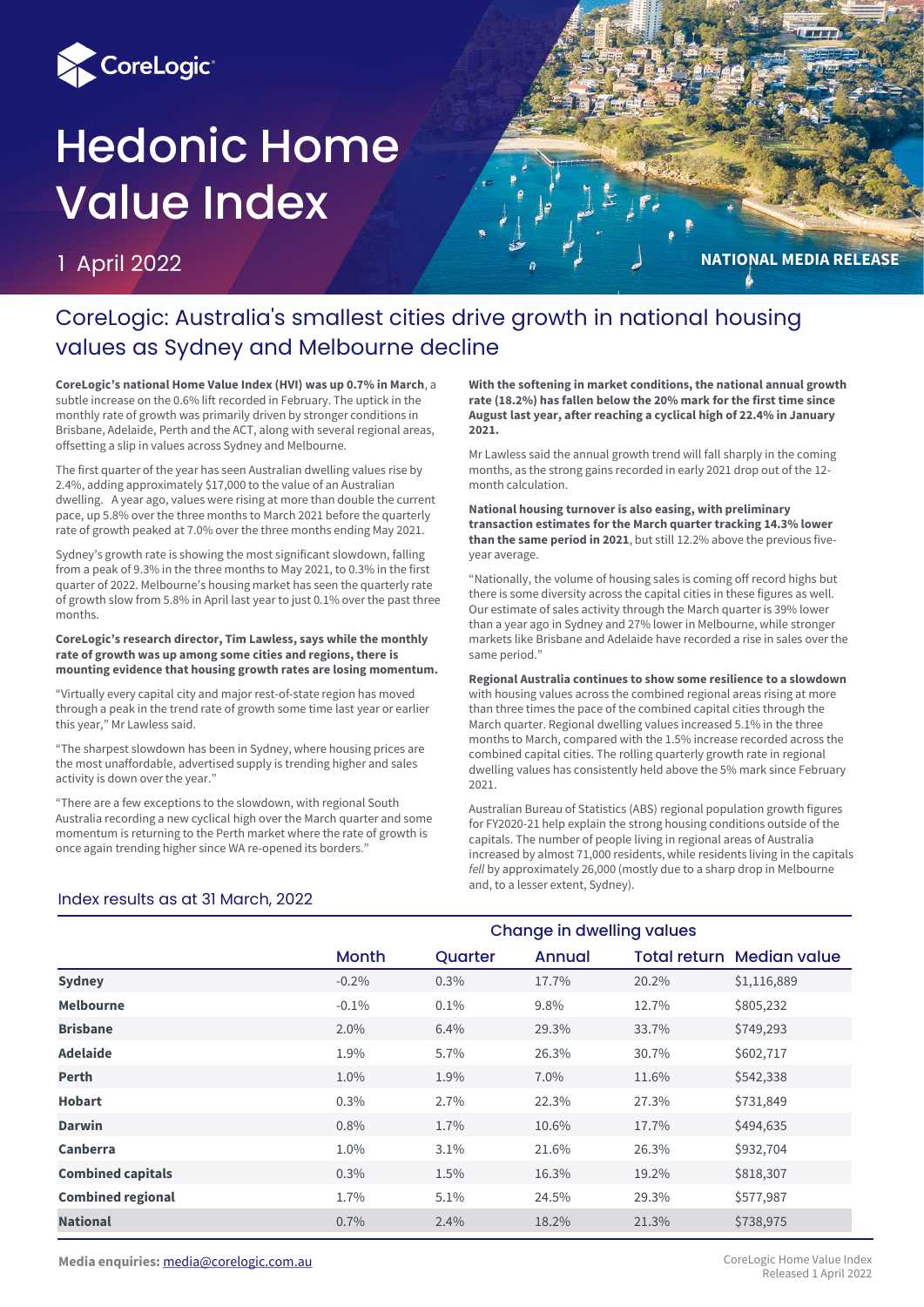# Hedonic Home Value Index

1 April 2022

NATIONAL MEDIA RELEASE

## CoreLogic: Australia's smallest cities drive growth in national housing values as Sydney and Melbourne decline

**CoreLogic's national Home Value Index (HVI) was up 0.7% in March**, a subtle increase on the 0.6% lift recorded in February. The uptick in the monthly rate of growth was primarily driven by stronger conditions in Brisbane, Adelaide, Perth and the ACT, along with several regional areas, offsetting a slip in values across Sydney and Melbourne.

The first quarter of the year has seen Australian dwelling values rise by 2.4%, adding approximately $17,000 to the value of an Australian dwelling. A year ago, values were rising at more than double the current pace, up 5.8% over the three months to March 2021 before the quarterly rate of growth peaked at 7.0% over the three months ending May 2021.

Sydney's growth rate is showing the most significant slowdown, falling from a peak of 9.3% in the three months to May 2021, to 0.3% in the first quarter of 2022. Melbourne's housing market has seen the quarterly rate of growth slow from 5.8% in April last year to just 0.1% over the past three months.

**CoreLogic's research director, Tim Lawless, says while the monthly rate of growth was up among some cities and regions, there is mounting evidence that housing growth rates are losing momentum.**

"Virtually every capital city and major rest-of-state region has moved through a peak in the trend rate of growth some time last year or earlier this year," Mr Lawless said.

"The sharpest slowdown has been in Sydney, where housing prices are the most unaffordable, advertised supply is trending higher and sales activity is down over the year."

"There are a few exceptions to the slowdown, with regional South Australia recording a new cyclical high over the March quarter and some momentum is returning to the Perth market where the rate of growth is once again trending higher since WA re-opened its borders."

**With the softening in market conditions, the national annual growth rate (18.2%) has fallen below the 20% mark for the first time since August last year, after reaching a cyclical high of 22.4% in January 2021.**

Mr Lawless said the annual growth trend will fall sharply in the coming months, as the strong gains recorded in early 2021 drop out of the 12-month calculation.

**National housing turnover is also easing, with preliminary transaction estimates for the March quarter tracking 14.3% lower than the same period in 2021**, but still 12.2% above the previous five-year average.

"Nationally, the volume of housing sales is coming off record highs but there is some diversity across the capital cities in these figures as well. Our estimate of sales activity through the March quarter is 39% lower than a year ago in Sydney and 27% lower in Melbourne, while stronger markets like Brisbane and Adelaide have recorded a rise in sales over the same period."

**Regional Australia continues to show some resilience to a slowdown** with housing values across the combined regional areas rising at more than three times the pace of the combined capital cities through the March quarter. Regional dwelling values increased 5.1% in the three months to March, compared with the 1.5% increase recorded across the combined capital cities. The rolling quarterly growth rate in regional dwelling values has consistently held above the 5% mark since February 2021.

Australian Bureau of Statistics (ABS) regional population growth figures for FY2020-21 help explain the strong housing conditions outside of the capitals. The number of people living in regional areas of Australia increased by almost 71,000 residents, while residents living in the capitals *fell* by approximately 26,000 (mostly due to a sharp drop in Melbourne and, to a lesser extent, Sydney).

### Index results as at 31 March, 2022

| | Change in dwelling values | | | | |
|---|---|---|---|---|---|
| | Month | Quarter | Annual | Total return | Median value |
| **Sydney** | -0.2% | 0.3% | 17.7% | 20.2% | $1,116,889 |
| **Melbourne** | -0.1% | 0.1% | 9.8% | 12.7% | $805,232 |
| **Brisbane** | 2.0% | 6.4% | 29.3% | 33.7% | $749,293 |
| **Adelaide** | 1.9% | 5.7% | 26.3% | 30.7% | $602,717 |
| **Perth** | 1.0% | 1.9% | 7.0% | 11.6% | $542,338 |
| **Hobart** | 0.3% | 2.7% | 22.3% | 27.3% | $731,849 |
| **Darwin** | 0.8% | 1.7% | 10.6% | 17.7% | $494,635 |
| **Canberra** | 1.0% | 3.1% | 21.6% | 26.3% | $932,704 |
| **Combined capitals** | 0.3% | 1.5% | 16.3% | 19.2% | $818,307 |
| **Combined regional** | 1.7% | 5.1% | 24.5% | 29.3% | $577,987 |
| **National** | 0.7% | 2.4% | 18.2% | 21.3% | $738,975 |

**Media enquiries:** media@corelogic.com.au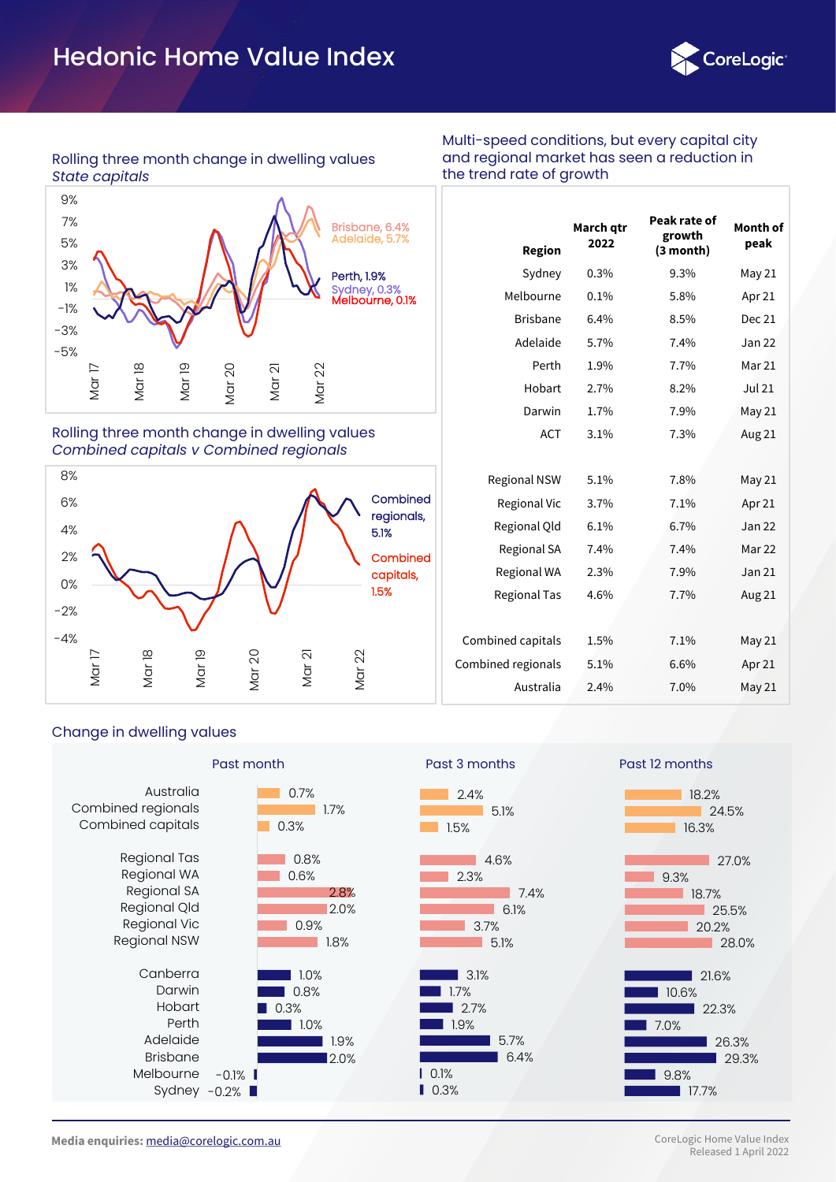# Hedonic Home Value Index

### Rolling three month change in dwelling values
*State capitals*

9%
7%
5%
3%
1%
-1%
-3%
-5%

Mar 17 Mar 18 Mar 19 Mar 20 Mar 21 Mar 22

Brisbane, 6.4%
Adelaide, 5.7%
Perth, 1.9%
Sydney, 0.3%
Melbourne, 0.1%

### Rolling three month change in dwelling values
*Combined capitals v Combined regionals*

8%
6%
4%
2%
0%
-2%
-4%

Mar 17 Mar 18 Mar 19 Mar 20 Mar 21 Mar 22

Combined regionals, 5.1%
Combined capitals, 1.5%

### Multi-speed conditions, but every capital city and regional market has seen a reduction in the trend rate of growth

| Region | March qtr 2022 | Peak rate of growth (3 month) | Month of peak |
|---|---|---|---|
| Sydney | 0.3% | 9.3% | May 21 |
| Melbourne | 0.1% | 5.8% | Apr 21 |
| Brisbane | 6.4% | 8.5% | Dec 21 |
| Adelaide | 5.7% | 7.4% | Jan 22 |
| Perth | 1.9% | 7.7% | Mar 21 |
| Hobart | 2.7% | 8.2% | Jul 21 |
| Darwin | 1.7% | 7.9% | May 21 |
| ACT | 3.1% | 7.3% | Aug 21 |
| | | | |
| Regional NSW | 5.1% | 7.8% | May 21 |
| Regional Vic | 3.7% | 7.1% | Apr 21 |
| Regional Qld | 6.1% | 6.7% | Jan 22 |
| Regional SA | 7.4% | 7.4% | Mar 22 |
| Regional WA | 2.3% | 7.9% | Jan 21 |
| Regional Tas | 4.6% | 7.7% | Aug 21 |
| | | | |
| Combined capitals | 1.5% | 7.1% | May 21 |
| Combined regionals | 5.1% | 6.6% | Apr 21 |
| Australia | 2.4% | 7.0% | May 21 |

### Change in dwelling values

| | Past month | Past 3 months | Past 12 months |
|---|---|---|---|
| Australia | 0.7% | 2.4% | 18.2% |
| Combined regionals | 1.7% | 5.1% | 24.5% |
| Combined capitals | 0.3% | 1.5% | 16.3% |
| | | | |
| Regional Tas | 0.8% | 4.6% | 27.0% |
| Regional WA | 0.6% | 2.3% | 9.3% |
| Regional SA | 2.8% | 7.4% | 18.7% |
| Regional Qld | 2.0% | 6.1% | 25.5% |
| Regional Vic | 0.9% | 3.7% | 20.2% |
| Regional NSW | 1.8% | 5.1% | 28.0% |
| | | | |
| Canberra | 1.0% | 3.1% | 21.6% |
| Darwin | 0.8% | 1.7% | 10.6% |
| Hobart | 0.3% | 2.7% | 22.3% |
| Perth | 1.0% | 1.9% | 7.0% |
| Adelaide | 1.9% | 5.7% | 26.3% |
| Brisbane | 2.0% | 6.4% | 29.3% |
| Melbourne | -0.1% | 0.1% | 9.8% |
| Sydney | -0.2% | 0.3% | 17.7% |

**Media enquiries:** media@corelogic.com.au

CoreLogic Home Value Index
Released 1 April 2022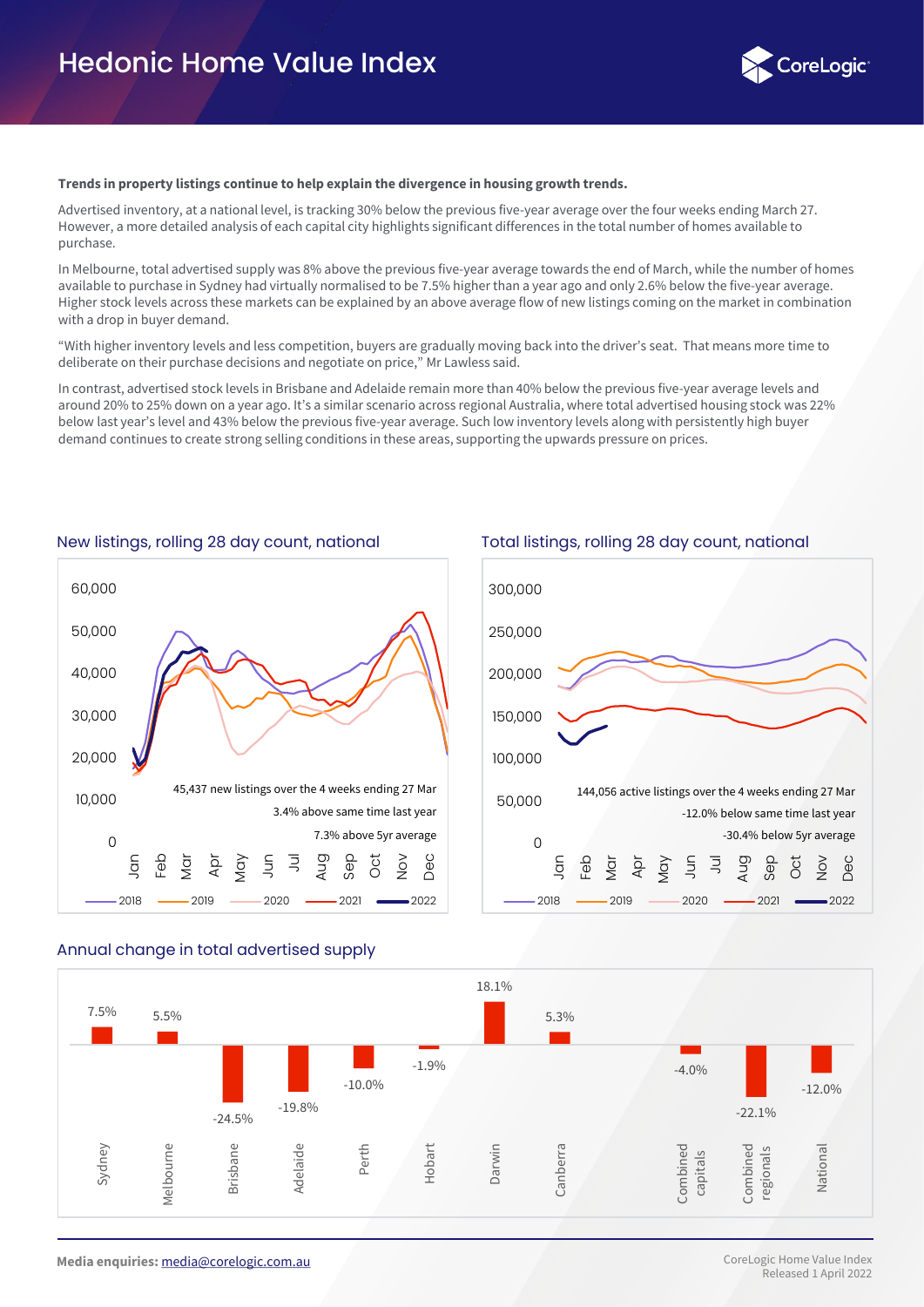**Trends in property listings continue to help explain the divergence in housing growth trends.**

Advertised inventory, at a national level, is tracking 30% below the previous five-year average over the four weeks ending March 27. However, a more detailed analysis of each capital city highlights significant differences in the total number of homes available to purchase.

In Melbourne, total advertised supply was 8% above the previous five-year average towards the end of March, while the number of homes available to purchase in Sydney had virtually normalised to be 7.5% higher than a year ago and only 2.6% below the five-year average. Higher stock levels across these markets can be explained by an above average flow of new listings coming on the market in combination with a drop in buyer demand.

"With higher inventory levels and less competition, buyers are gradually moving back into the driver's seat. That means more time to deliberate on their purchase decisions and negotiate on price," Mr Lawless said.

In contrast, advertised stock levels in Brisbane and Adelaide remain more than 40% below the previous five-year average levels and around 20% to 25% down on a year ago. It's a similar scenario across regional Australia, where total advertised housing stock was 22% below last year's level and 43% below the previous five-year average. Such low inventory levels along with persistently high buyer demand continues to create strong selling conditions in these areas, supporting the upwards pressure on prices.

## New listings, rolling 28 day count, national

45,437 new listings over the 4 weeks ending 27 Mar

3.4% above same time last year

7.3% above 5yr average

## Total listings, rolling 28 day count, national

144,056 active listings over the 4 weeks ending 27 Mar

-12.0% below same time last year

-30.4% below 5yr average

## Annual change in total advertised supply

| Region | Annual change |
|---|---|
| Sydney | 7.5% |
| Melbourne | 5.5% |
| Brisbane | -24.5% |
| Adelaide | -19.8% |
| Perth | -10.0% |
| Hobart | -1.9% |
| Darwin | 18.1% |
| Canberra | 5.3% |
| Combined capitals | -4.0% |
| Combined regionals | -22.1% |
| National | -12.0% |

**Media enquiries:** media@corelogic.com.au

CoreLogic Home Value Index
Released 1 April 2022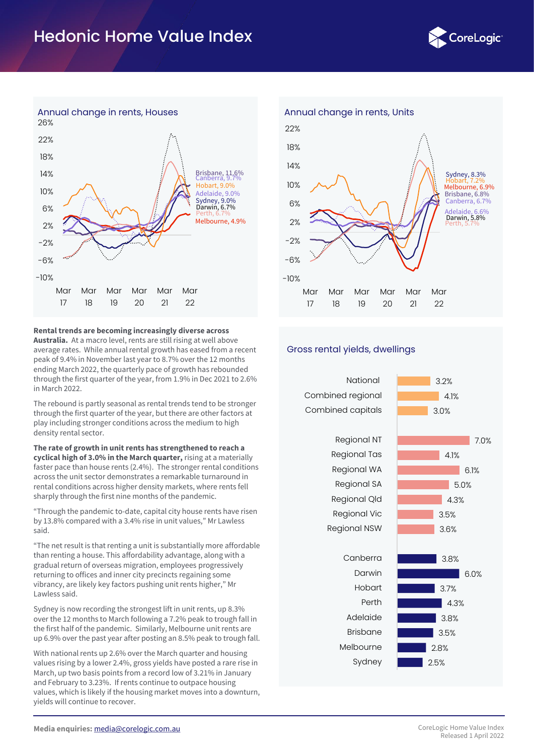# Hedonic Home Value Index

## Annual change in rents, Houses

Brisbane, 11.6%
Canberra, 9.7%
Hobart, 9.0%
Adelaide, 9.0%
Sydney, 9.0%
Darwin, 6.7%
Perth, 6.7%
Melbourne, 4.9%

## Annual change in rents, Units

Sydney, 8.3%
Hobart, 7.2%
Melbourne, 6.9%
Brisbane, 6.8%
Canberra, 6.7%
Adelaide, 6.6%
Darwin, 5.8%
Perth, 5.7%

**Rental trends are becoming increasingly diverse across Australia.** At a macro level, rents are still rising at well above average rates. While annual rental growth has eased from a recent peak of 9.4% in November last year to 8.7% over the 12 months ending March 2022, the quarterly pace of growth has rebounded through the first quarter of the year, from 1.9% in Dec 2021 to 2.6% in March 2022.

The rebound is partly seasonal as rental trends tend to be stronger through the first quarter of the year, but there are other factors at play including stronger conditions across the medium to high density rental sector.

**The rate of growth in unit rents has strengthened to reach a cyclical high of 3.0% in the March quarter,** rising at a materially faster pace than house rents (2.4%). The stronger rental conditions across the unit sector demonstrates a remarkable turnaround in rental conditions across higher density markets, where rents fell sharply through the first nine months of the pandemic.

"Through the pandemic to-date, capital city house rents have risen by 13.8% compared with a 3.4% rise in unit values," Mr Lawless said.

"The net result is that renting a unit is substantially more affordable than renting a house. This affordability advantage, along with a gradual return of overseas migration, employees progressively returning to offices and inner city precincts regaining some vibrancy, are likely key factors pushing unit rents higher," Mr Lawless said.

Sydney is now recording the strongest lift in unit rents, up 8.3% over the 12 months to March following a 7.2% peak to trough fall in the first half of the pandemic. Similarly, Melbourne unit rents are up 6.9% over the past year after posting an 8.5% peak to trough fall.

With national rents up 2.6% over the March quarter and housing values rising by a lower 2.4%, gross yields have posted a rare rise in March, up two basis points from a record low of 3.21% in January and February to 3.23%. If rents continue to outpace housing values, which is likely if the housing market moves into a downturn, yields will continue to recover.

## Gross rental yields, dwellings

| Region | Yield |
|---|---|
| National | 3.2% |
| Combined regional | 4.1% |
| Combined capitals | 3.0% |
| Regional NT | 7.0% |
| Regional Tas | 4.1% |
| Regional WA | 6.1% |
| Regional SA | 5.0% |
| Regional Qld | 4.3% |
| Regional Vic | 3.5% |
| Regional NSW | 3.6% |
| Canberra | 3.8% |
| Darwin | 6.0% |
| Hobart | 3.7% |
| Perth | 4.3% |
| Adelaide | 3.8% |
| Brisbane | 3.5% |
| Melbourne | 2.8% |
| Sydney | 2.5% |

**Media enquiries:** media@corelogic.com.au

CoreLogic Home Value Index
Released 1 April 2022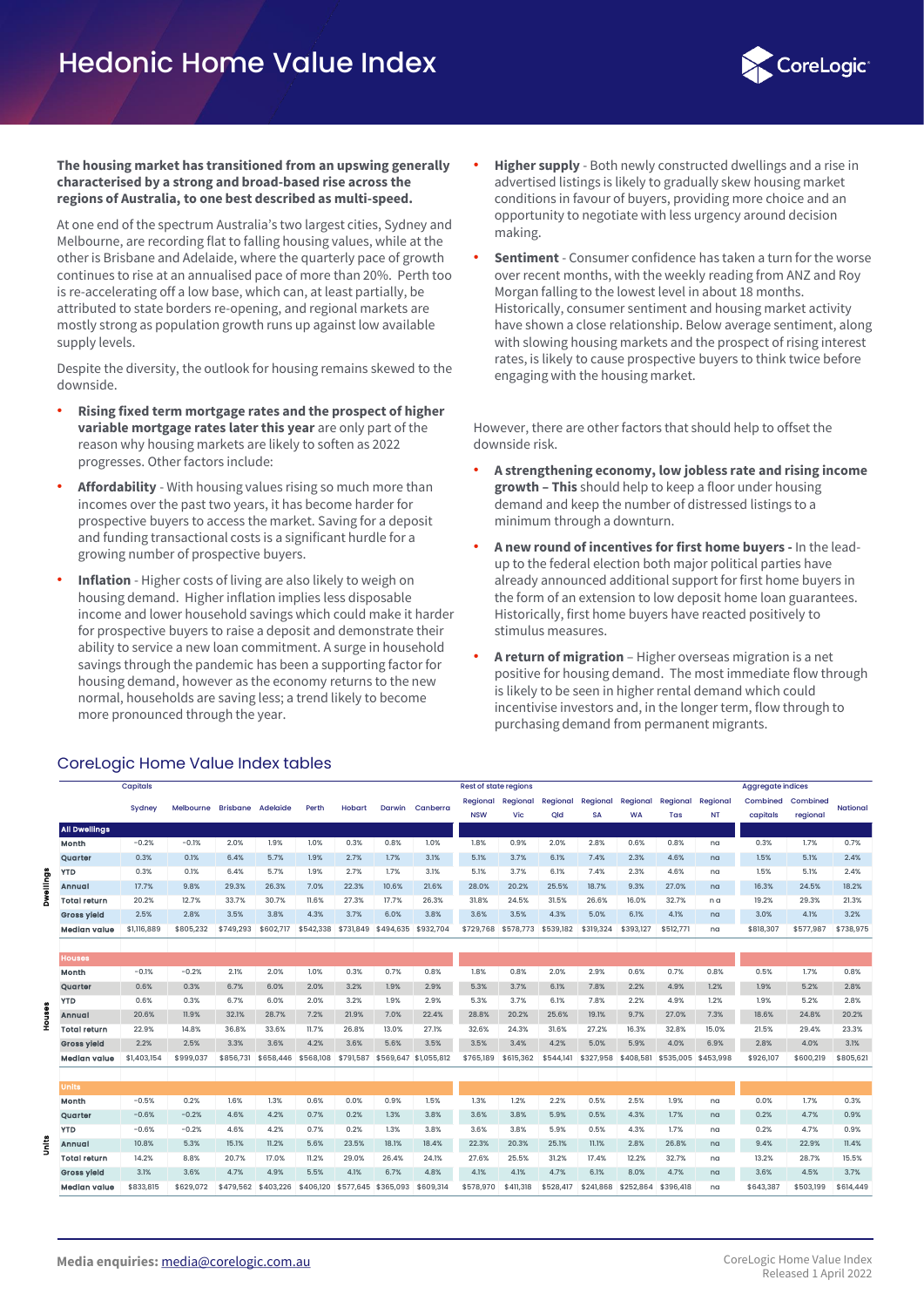# Hedonic Home Value Index

**The housing market has transitioned from an upswing generally characterised by a strong and broad-based rise across the regions of Australia, to one best described as multi-speed.**

At one end of the spectrum Australia's two largest cities, Sydney and Melbourne, are recording flat to falling housing values, while at the other is Brisbane and Adelaide, where the quarterly pace of growth continues to rise at an annualised pace of more than 20%. Perth too is re-accelerating off a low base, which can, at least partially, be attributed to state borders re-opening, and regional markets are mostly strong as population growth runs up against low available supply levels.

Despite the diversity, the outlook for housing remains skewed to the downside.

- **Rising fixed term mortgage rates and the prospect of higher variable mortgage rates later this year** are only part of the reason why housing markets are likely to soften as 2022 progresses. Other factors include:
- **Affordability** - With housing values rising so much more than incomes over the past two years, it has become harder for prospective buyers to access the market. Saving for a deposit and funding transactional costs is a significant hurdle for a growing number of prospective buyers.
- **Inflation** - Higher costs of living are also likely to weigh on housing demand. Higher inflation implies less disposable income and lower household savings which could make it harder for prospective buyers to raise a deposit and demonstrate their ability to service a new loan commitment. A surge in household savings through the pandemic has been a supporting factor for housing demand, however as the economy returns to the new normal, households are saving less; a trend likely to become more pronounced through the year.
- **Higher supply** - Both newly constructed dwellings and a rise in advertised listings is likely to gradually skew housing market conditions in favour of buyers, providing more choice and an opportunity to negotiate with less urgency around decision making.
- **Sentiment** - Consumer confidence has taken a turn for the worse over recent months, with the weekly reading from ANZ and Roy Morgan falling to the lowest level in about 18 months. Historically, consumer sentiment and housing market activity have shown a close relationship. Below average sentiment, along with slowing housing markets and the prospect of rising interest rates, is likely to cause prospective buyers to think twice before engaging with the housing market.

However, there are other factors that should help to offset the downside risk.

- **A strengthening economy, low jobless rate and rising income growth – This** should help to keep a floor under housing demand and keep the number of distressed listings to a minimum through a downturn.
- **A new round of incentives for first home buyers -** In the lead-up to the federal election both major political parties have already announced additional support for first home buyers in the form of an extension to low deposit home loan guarantees. Historically, first home buyers have reacted positively to stimulus measures.
- **A return of migration** – Higher overseas migration is a net positive for housing demand. The most immediate flow through is likely to be seen in higher rental demand which could incentivise investors and, in the longer term, flow through to purchasing demand from permanent migrants.

## CoreLogic Home Value Index tables

| | | Capitals | | | | | | | | Rest of state regions | | | | | | | Aggregate indices | | |
|---|---|---|---|---|---|---|---|---|---|---|---|---|---|---|---|---|---|---|---|
| | | Sydney | Melbourne | Brisbane | Adelaide | Perth | Hobart | Darwin | Canberra | Regional NSW | Regional Vic | Regional Qld | Regional SA | Regional WA | Regional Tas | Regional NT | Combined capitals | Combined regional | National |
| Dwellings | **All Dwellings** | | | | | | | | | | | | | | | | | | |
| | Month | -0.2% | -0.1% | 2.0% | 1.9% | 1.0% | 0.3% | 0.8% | 1.0% | 1.8% | 0.9% | 2.0% | 2.8% | 0.6% | 0.8% | na | 0.3% | 1.7% | 0.7% |
| | Quarter | 0.3% | 0.1% | 6.4% | 5.7% | 1.9% | 2.7% | 1.7% | 3.1% | 5.1% | 3.7% | 6.1% | 7.4% | 2.3% | 4.6% | na | 1.5% | 5.1% | 2.4% |
| | YTD | 0.3% | 0.1% | 6.4% | 5.7% | 1.9% | 2.7% | 1.7% | 3.1% | 5.1% | 3.7% | 6.1% | 7.4% | 2.3% | 4.6% | na | 1.5% | 5.1% | 2.4% |
| | Annual | 17.7% | 9.8% | 29.3% | 26.3% | 7.0% | 22.3% | 10.6% | 21.6% | 28.0% | 20.2% | 25.5% | 18.7% | 9.3% | 27.0% | na | 16.3% | 24.5% | 18.2% |
| | Total return | 20.2% | 12.7% | 33.7% | 30.7% | 11.6% | 27.3% | 17.7% | 26.3% | 31.8% | 24.5% | 31.5% | 26.6% | 16.0% | 32.7% | n a | 19.2% | 29.3% | 21.3% |
| | Gross yield | 2.5% | 2.8% | 3.5% | 3.8% | 4.3% | 3.7% | 6.0% | 3.8% | 3.6% | 3.5% | 4.3% | 5.0% | 6.1% | 4.1% | na | 3.0% | 4.1% | 3.2% |
| | Median value | $1,116,889 | $805,232 | $749,293 | $602,717 | $542,338 | $731,849 | $494,635 | $932,704 | $729,768 | $578,773 | $539,182 | $319,324 | $393,127 | $512,771 | na | $818,307 | $577,987 | $738,975 |
| Houses | **Houses** | | | | | | | | | | | | | | | | | | |
| | Month | -0.1% | -0.2% | 2.1% | 2.0% | 1.0% | 0.3% | 0.7% | 0.8% | 1.8% | 0.8% | 2.0% | 2.9% | 0.6% | 0.7% | 0.8% | 0.5% | 1.7% | 0.8% |
| | Quarter | 0.6% | 0.3% | 6.7% | 6.0% | 2.0% | 3.2% | 1.9% | 2.9% | 5.3% | 3.7% | 6.1% | 7.8% | 2.2% | 4.9% | 1.2% | 1.9% | 5.2% | 2.8% |
| | YTD | 0.6% | 0.3% | 6.7% | 6.0% | 2.0% | 3.2% | 1.9% | 2.9% | 5.3% | 3.7% | 6.1% | 7.8% | 2.2% | 4.9% | 1.2% | 1.9% | 5.2% | 2.8% |
| | Annual | 20.6% | 11.9% | 32.1% | 28.7% | 7.2% | 21.9% | 7.0% | 22.4% | 28.8% | 20.2% | 25.6% | 19.1% | 9.7% | 27.0% | 7.3% | 18.6% | 24.8% | 20.2% |
| | Total return | 22.9% | 14.8% | 36.8% | 33.6% | 11.7% | 26.8% | 13.0% | 27.1% | 32.6% | 24.3% | 31.6% | 27.2% | 16.3% | 32.8% | 15.0% | 21.5% | 29.4% | 23.3% |
| | Gross yield | 2.2% | 2.5% | 3.3% | 3.6% | 4.2% | 3.6% | 5.6% | 3.5% | 3.5% | 3.4% | 4.2% | 5.0% | 5.9% | 4.0% | 6.9% | 2.8% | 4.0% | 3.1% |
| | Median value | $1,403,154 | $999,037 | $856,731 | $658,446 | $568,108 | $791,587 | $569,647 | $1,055,812 | $765,189 | $615,362 | $544,141 | $327,958 | $408,581 | $535,005 | $453,998 | $926,107 | $600,219 | $805,621 |
| Units | **Units** | | | | | | | | | | | | | | | | | | |
| | Month | -0.5% | 0.2% | 1.6% | 1.3% | 0.6% | 0.0% | 0.9% | 1.5% | 1.3% | 1.2% | 2.2% | 0.5% | 2.5% | 1.9% | na | 0.0% | 1.7% | 0.3% |
| | Quarter | -0.6% | -0.2% | 4.6% | 4.2% | 0.7% | 0.2% | 1.3% | 3.8% | 3.6% | 3.8% | 5.9% | 0.5% | 4.3% | 1.7% | na | 0.2% | 4.7% | 0.9% |
| | YTD | -0.6% | -0.2% | 4.6% | 4.2% | 0.7% | 0.2% | 1.3% | 3.8% | 3.6% | 3.8% | 5.9% | 0.5% | 4.3% | 1.7% | na | 0.2% | 4.7% | 0.9% |
| | Annual | 10.8% | 5.3% | 15.1% | 11.2% | 5.6% | 23.5% | 18.1% | 18.4% | 22.3% | 20.3% | 25.1% | 11.1% | 2.8% | 26.8% | na | 9.4% | 22.9% | 11.4% |
| | Total return | 14.2% | 8.8% | 20.7% | 17.0% | 11.2% | 29.0% | 26.4% | 24.1% | 27.6% | 25.5% | 31.2% | 17.4% | 12.2% | 32.7% | na | 13.2% | 28.7% | 15.5% |
| | Gross yield | 3.1% | 3.6% | 4.7% | 4.9% | 5.5% | 4.1% | 6.7% | 4.8% | 4.1% | 4.1% | 4.7% | 6.1% | 8.0% | 4.7% | na | 3.6% | 4.5% | 3.7% |
| | Median value | $833,815 | $629,072 | $479,562 | $403,226 | $406,120 | $577,645 | $365,093 | $609,314 | $578,970 | $411,318 | $528,417 | $241,868 | $252,864 | $396,418 | na | $643,387 | $503,199 | $614,449 |

**Media enquiries:** media@corelogic.com.au

CoreLogic Home Value Index
Released 1 April 2022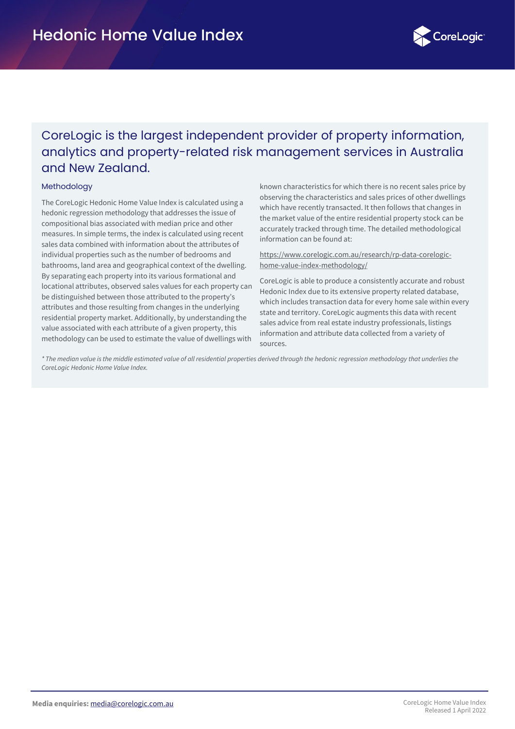# Hedonic Home Value Index

## CoreLogic is the largest independent provider of property information, analytics and property-related risk management services in Australia and New Zealand.

### Methodology

The CoreLogic Hedonic Home Value Index is calculated using a hedonic regression methodology that addresses the issue of compositional bias associated with median price and other measures. In simple terms, the index is calculated using recent sales data combined with information about the attributes of individual properties such as the number of bedrooms and bathrooms, land area and geographical context of the dwelling. By separating each property into its various formational and locational attributes, observed sales values for each property can be distinguished between those attributed to the property's attributes and those resulting from changes in the underlying residential property market. Additionally, by understanding the value associated with each attribute of a given property, this methodology can be used to estimate the value of dwellings with known characteristics for which there is no recent sales price by observing the characteristics and sales prices of other dwellings which have recently transacted. It then follows that changes in the market value of the entire residential property stock can be accurately tracked through time. The detailed methodological information can be found at:

https://www.corelogic.com.au/research/rp-data-corelogic-home-value-index-methodology/

CoreLogic is able to produce a consistently accurate and robust Hedonic Index due to its extensive property related database, which includes transaction data for every home sale within every state and territory. CoreLogic augments this data with recent sales advice from real estate industry professionals, listings information and attribute data collected from a variety of sources.

*\* The median value is the middle estimated value of all residential properties derived through the hedonic regression methodology that underlies the CoreLogic Hedonic Home Value Index.*

**Media enquiries:** media@corelogic.com.au

CoreLogic Home Value Index
Released 1 April 2022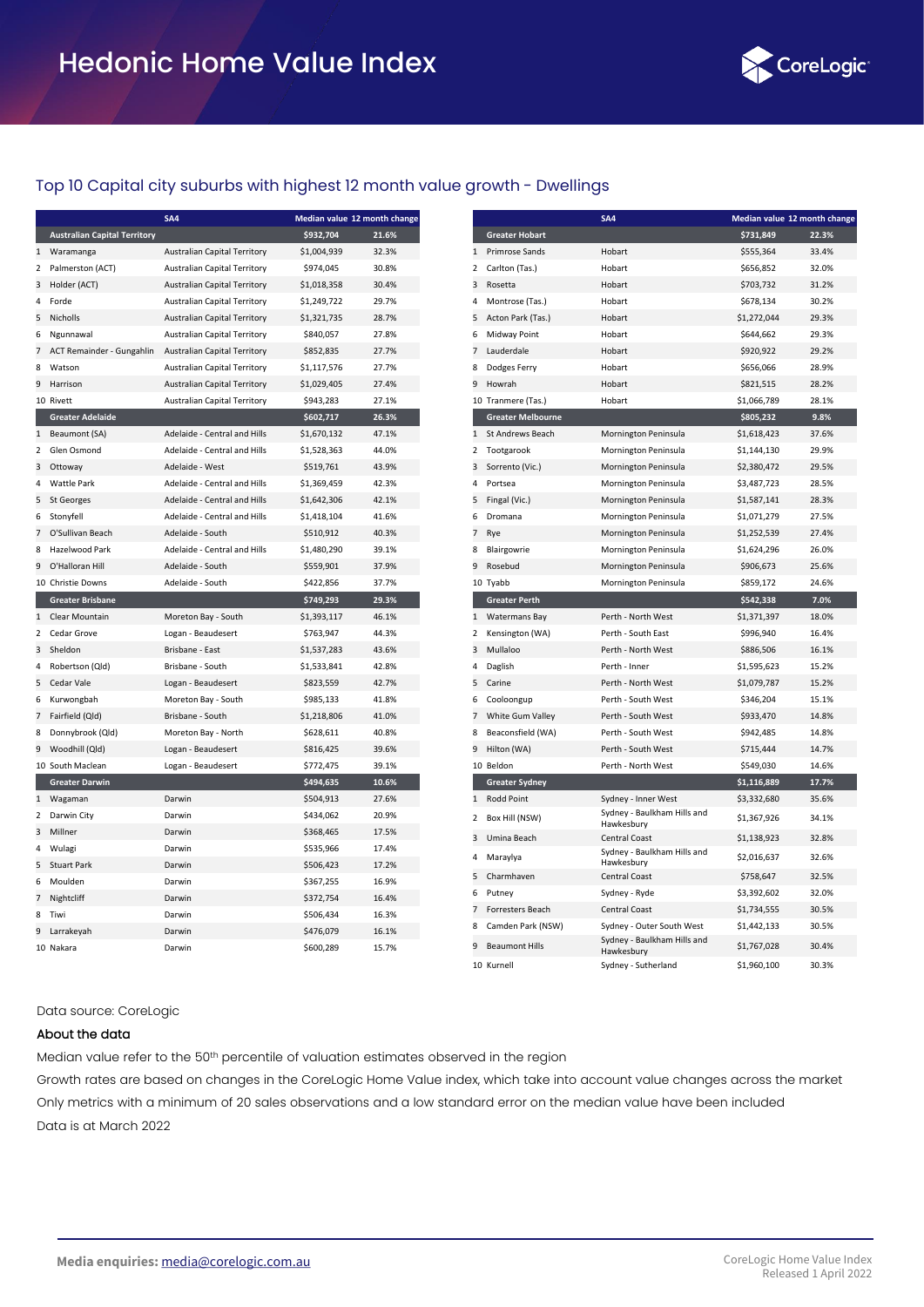# Hedonic Home Value Index

## Top 10 Capital city suburbs with highest 12 month value growth - Dwellings

| | | SA4 | Median value | 12 month change |
|---|---|---|---|---|
| | **Australian Capital Territory** | | **$932,704** | **21.6%** |
| 1 | Waramanga | Australian Capital Territory | $1,004,939 | 32.3% |
| 2 | Palmerston (ACT) | Australian Capital Territory | $974,045 | 30.8% |
| 3 | Holder (ACT) | Australian Capital Territory | $1,018,358 | 30.4% |
| 4 | Forde | Australian Capital Territory | $1,249,722 | 29.7% |
| 5 | Nicholls | Australian Capital Territory | $1,321,735 | 28.7% |
| 6 | Ngunnawal | Australian Capital Territory | $840,057 | 27.8% |
| 7 | ACT Remainder - Gungahlin | Australian Capital Territory | $852,835 | 27.7% |
| 8 | Watson | Australian Capital Territory | $1,117,576 | 27.7% |
| 9 | Harrison | Australian Capital Territory | $1,029,405 | 27.4% |
| 10 | Rivett | Australian Capital Territory | $943,283 | 27.1% |
| | **Greater Adelaide** | | **$602,717** | **26.3%** |
| 1 | Beaumont (SA) | Adelaide - Central and Hills | $1,670,132 | 47.1% |
| 2 | Glen Osmond | Adelaide - Central and Hills | $1,528,363 | 44.0% |
| 3 | Ottoway | Adelaide - West | $519,761 | 43.9% |
| 4 | Wattle Park | Adelaide - Central and Hills | $1,369,459 | 42.3% |
| 5 | St Georges | Adelaide - Central and Hills | $1,642,306 | 42.1% |
| 6 | Stonyfell | Adelaide - Central and Hills | $1,418,104 | 41.6% |
| 7 | O'Sullivan Beach | Adelaide - South | $510,912 | 40.3% |
| 8 | Hazelwood Park | Adelaide - Central and Hills | $1,480,290 | 39.1% |
| 9 | O'Halloran Hill | Adelaide - South | $559,901 | 37.9% |
| 10 | Christie Downs | Adelaide - South | $422,856 | 37.7% |
| | **Greater Brisbane** | | **$749,293** | **29.3%** |
| 1 | Clear Mountain | Moreton Bay - South | $1,393,117 | 46.1% |
| 2 | Cedar Grove | Logan - Beaudesert | $763,947 | 44.3% |
| 3 | Sheldon | Brisbane - East | $1,537,283 | 43.6% |
| 4 | Robertson (Qld) | Brisbane - South | $1,533,841 | 42.8% |
| 5 | Cedar Vale | Logan - Beaudesert | $823,559 | 42.7% |
| 6 | Kurwongbah | Moreton Bay - South | $985,133 | 41.8% |
| 7 | Fairfield (Qld) | Brisbane - South | $1,218,806 | 41.0% |
| 8 | Donnybrook (Qld) | Moreton Bay - North | $628,611 | 40.8% |
| 9 | Woodhill (Qld) | Logan - Beaudesert | $816,425 | 39.6% |
| 10 | South Maclean | Logan - Beaudesert | $772,475 | 39.1% |
| | **Greater Darwin** | | **$494,635** | **10.6%** |
| 1 | Wagaman | Darwin | $504,913 | 27.6% |
| 2 | Darwin City | Darwin | $434,062 | 20.9% |
| 3 | Millner | Darwin | $368,465 | 17.5% |
| 4 | Wulagi | Darwin | $535,966 | 17.4% |
| 5 | Stuart Park | Darwin | $506,423 | 17.2% |
| 6 | Moulden | Darwin | $367,255 | 16.9% |
| 7 | Nightcliff | Darwin | $372,754 | 16.4% |
| 8 | Tiwi | Darwin | $506,434 | 16.3% |
| 9 | Larrakeyah | Darwin | $476,079 | 16.1% |
| 10 | Nakara | Darwin | $600,289 | 15.7% |

| | | SA4 | Median value | 12 month change |
|---|---|---|---|---|
| | **Greater Hobart** | | **$731,849** | **22.3%** |
| 1 | Primrose Sands | Hobart | $555,364 | 33.4% |
| 2 | Carlton (Tas.) | Hobart | $656,852 | 32.0% |
| 3 | Rosetta | Hobart | $703,732 | 31.2% |
| 4 | Montrose (Tas.) | Hobart | $678,134 | 30.2% |
| 5 | Acton Park (Tas.) | Hobart | $1,272,044 | 29.3% |
| 6 | Midway Point | Hobart | $644,662 | 29.3% |
| 7 | Lauderdale | Hobart | $920,922 | 29.2% |
| 8 | Dodges Ferry | Hobart | $656,066 | 28.9% |
| 9 | Howrah | Hobart | $821,515 | 28.2% |
| 10 | Tranmere (Tas.) | Hobart | $1,066,789 | 28.1% |
| | **Greater Melbourne** | | **$805,232** | **9.8%** |
| 1 | St Andrews Beach | Mornington Peninsula | $1,618,423 | 37.6% |
| 2 | Tootgarook | Mornington Peninsula | $1,144,130 | 29.9% |
| 3 | Sorrento (Vic.) | Mornington Peninsula | $2,380,472 | 29.5% |
| 4 | Portsea | Mornington Peninsula | $3,487,723 | 28.5% |
| 5 | Fingal (Vic.) | Mornington Peninsula | $1,587,141 | 28.3% |
| 6 | Dromana | Mornington Peninsula | $1,071,279 | 27.5% |
| 7 | Rye | Mornington Peninsula | $1,252,539 | 27.4% |
| 8 | Blairgowrie | Mornington Peninsula | $1,624,296 | 26.0% |
| 9 | Rosebud | Mornington Peninsula | $906,673 | 25.6% |
| 10 | Tyabb | Mornington Peninsula | $859,172 | 24.6% |
| | **Greater Perth** | | **$542,338** | **7.0%** |
| 1 | Watermans Bay | Perth - North West | $1,371,397 | 18.0% |
| 2 | Kensington (WA) | Perth - South East | $996,940 | 16.4% |
| 3 | Mullaloo | Perth - North West | $886,506 | 16.1% |
| 4 | Daglish | Perth - Inner | $1,595,623 | 15.2% |
| 5 | Carine | Perth - North West | $1,079,787 | 15.2% |
| 6 | Cooloongup | Perth - South West | $346,204 | 15.1% |
| 7 | White Gum Valley | Perth - South West | $933,470 | 14.8% |
| 8 | Beaconsfield (WA) | Perth - South West | $942,485 | 14.8% |
| 9 | Hilton (WA) | Perth - South West | $715,444 | 14.7% |
| 10 | Beldon | Perth - North West | $549,030 | 14.6% |
| | **Greater Sydney** | | **$1,116,889** | **17.7%** |
| 1 | Rodd Point | Sydney - Inner West | $3,332,680 | 35.6% |
| 2 | Box Hill (NSW) | Sydney - Baulkham Hills and Hawkesbury | $1,367,926 | 34.1% |
| 3 | Umina Beach | Central Coast | $1,138,923 | 32.8% |
| 4 | Maraylya | Sydney - Baulkham Hills and Hawkesbury | $2,016,637 | 32.6% |
| 5 | Charmhaven | Central Coast | $758,647 | 32.5% |
| 6 | Putney | Sydney - Ryde | $3,392,602 | 32.0% |
| 7 | Forresters Beach | Central Coast | $1,734,555 | 30.5% |
| 8 | Camden Park (NSW) | Sydney - Outer South West | $1,442,133 | 30.5% |
| 9 | Beaumont Hills | Sydney - Baulkham Hills and Hawkesbury | $1,767,028 | 30.4% |
| 10 | Kurnell | Sydney - Sutherland | $1,960,100 | 30.3% |

Data source: CoreLogic

**About the data**

Median value refer to the 50th percentile of valuation estimates observed in the region

Growth rates are based on changes in the CoreLogic Home Value index, which take into account value changes across the market

Only metrics with a minimum of 20 sales observations and a low standard error on the median value have been included

Data is at March 2022

**Media enquiries:** media@corelogic.com.au

CoreLogic Home Value Index
Released 1 April 2022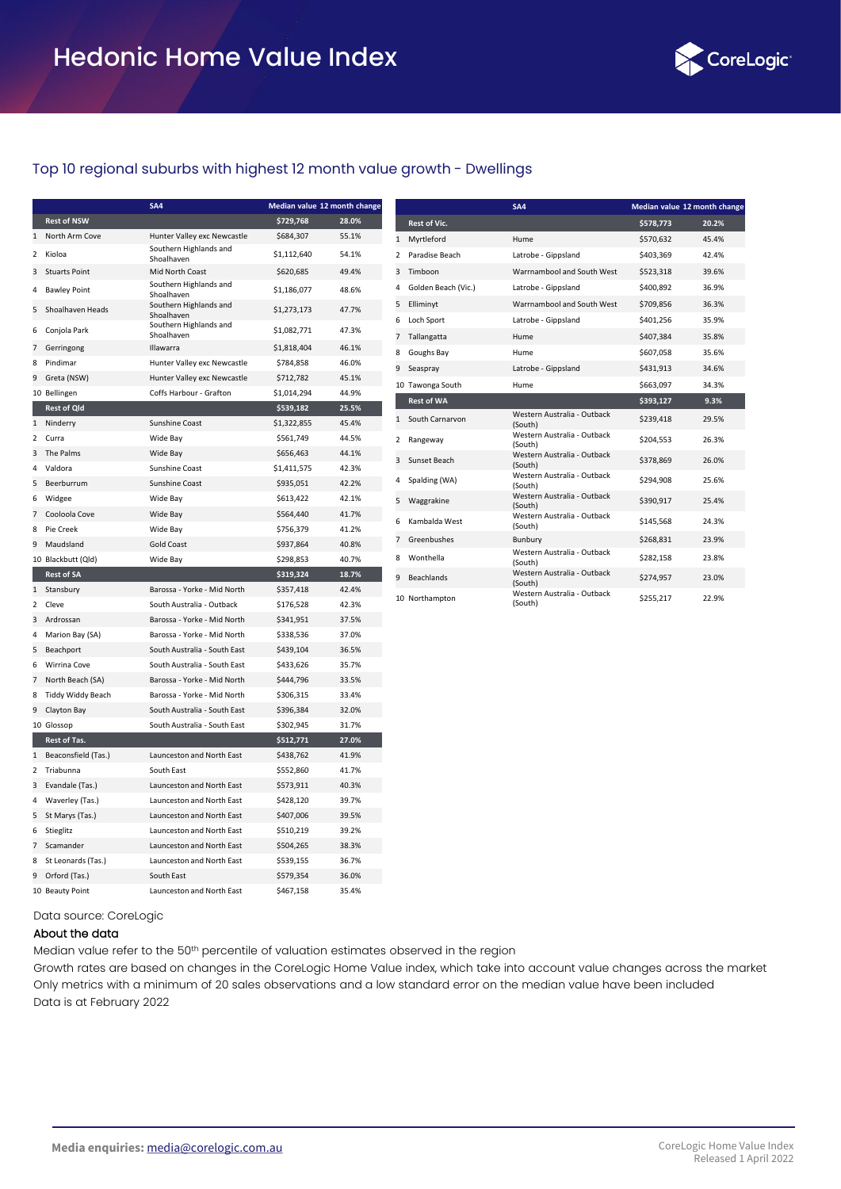# Hedonic Home Value Index

## Top 10 regional suburbs with highest 12 month value growth - Dwellings

| | | SA4 | Median value | 12 month change |
|---|---|---|---|---|
| | **Rest of NSW** | | **$729,768** | **28.0%** |
| 1 | North Arm Cove | Hunter Valley exc Newcastle | $684,307 | 55.1% |
| 2 | Kioloa | Southern Highlands and Shoalhaven | $1,112,640 | 54.1% |
| 3 | Stuarts Point | Mid North Coast | $620,685 | 49.4% |
| 4 | Bawley Point | Southern Highlands and Shoalhaven | $1,186,077 | 48.6% |
| 5 | Shoalhaven Heads | Southern Highlands and Shoalhaven | $1,273,173 | 47.7% |
| 6 | Conjola Park | Southern Highlands and Shoalhaven | $1,082,771 | 47.3% |
| 7 | Gerringong | Illawarra | $1,818,404 | 46.1% |
| 8 | Pindimar | Hunter Valley exc Newcastle | $784,858 | 46.0% |
| 9 | Greta (NSW) | Hunter Valley exc Newcastle | $712,782 | 45.1% |
| 10 | Bellingen | Coffs Harbour - Grafton | $1,014,294 | 44.9% |
| | **Rest of Qld** | | **$539,182** | **25.5%** |
| 1 | Ninderry | Sunshine Coast | $1,322,855 | 45.4% |
| 2 | Curra | Wide Bay | $561,749 | 44.5% |
| 3 | The Palms | Wide Bay | $656,463 | 44.1% |
| 4 | Valdora | Sunshine Coast | $1,411,575 | 42.3% |
| 5 | Beerburrum | Sunshine Coast | $935,051 | 42.2% |
| 6 | Widgee | Wide Bay | $613,422 | 42.1% |
| 7 | Cooloola Cove | Wide Bay | $564,440 | 41.7% |
| 8 | Pie Creek | Wide Bay | $756,379 | 41.2% |
| 9 | Maudsland | Gold Coast | $937,864 | 40.8% |
| 10 | Blackbutt (Qld) | Wide Bay | $298,853 | 40.7% |
| | **Rest of SA** | | **$319,324** | **18.7%** |
| 1 | Stansbury | Barossa - Yorke - Mid North | $357,418 | 42.4% |
| 2 | Cleve | South Australia - Outback | $176,528 | 42.3% |
| 3 | Ardrossan | Barossa - Yorke - Mid North | $341,951 | 37.5% |
| 4 | Marion Bay (SA) | Barossa - Yorke - Mid North | $338,536 | 37.0% |
| 5 | Beachport | South Australia - South East | $439,104 | 36.5% |
| 6 | Wirrina Cove | South Australia - South East | $433,626 | 35.7% |
| 7 | North Beach (SA) | Barossa - Yorke - Mid North | $444,796 | 33.5% |
| 8 | Tiddy Widdy Beach | Barossa - Yorke - Mid North | $306,315 | 33.4% |
| 9 | Clayton Bay | South Australia - South East | $396,384 | 32.0% |
| 10 | Glossop | South Australia - South East | $302,945 | 31.7% |
| | **Rest of Tas.** | | **$512,771** | **27.0%** |
| 1 | Beaconsfield (Tas.) | Launceston and North East | $438,762 | 41.9% |
| 2 | Triabunna | South East | $552,860 | 41.7% |
| 3 | Evandale (Tas.) | Launceston and North East | $573,911 | 40.3% |
| 4 | Waverley (Tas.) | Launceston and North East | $428,120 | 39.7% |
| 5 | St Marys (Tas.) | Launceston and North East | $407,006 | 39.5% |
| 6 | Stieglitz | Launceston and North East | $510,219 | 39.2% |
| 7 | Scamander | Launceston and North East | $504,265 | 38.3% |
| 8 | St Leonards (Tas.) | Launceston and North East | $539,155 | 36.7% |
| 9 | Orford (Tas.) | South East | $579,354 | 36.0% |
| 10 | Beauty Point | Launceston and North East | $467,158 | 35.4% |

| | | SA4 | Median value | 12 month change |
|---|---|---|---|---|
| | **Rest of Vic.** | | **$578,773** | **20.2%** |
| 1 | Myrtleford | Hume | $570,632 | 45.4% |
| 2 | Paradise Beach | Latrobe - Gippsland | $403,369 | 42.4% |
| 3 | Timboon | Warrnambool and South West | $523,318 | 39.6% |
| 4 | Golden Beach (Vic.) | Latrobe - Gippsland | $400,892 | 36.9% |
| 5 | Elliminyt | Warrnambool and South West | $709,856 | 36.3% |
| 6 | Loch Sport | Latrobe - Gippsland | $401,256 | 35.9% |
| 7 | Tallangatta | Hume | $407,384 | 35.8% |
| 8 | Goughs Bay | Hume | $607,058 | 35.6% |
| 9 | Seaspray | Latrobe - Gippsland | $431,913 | 34.6% |
| 10 | Tawonga South | Hume | $663,097 | 34.3% |
| | **Rest of WA** | | **$393,127** | **9.3%** |
| 1 | South Carnarvon | Western Australia - Outback (South) | $239,418 | 29.5% |
| 2 | Rangeway | Western Australia - Outback (South) | $204,553 | 26.3% |
| 3 | Sunset Beach | Western Australia - Outback (South) | $378,869 | 26.0% |
| 4 | Spalding (WA) | Western Australia - Outback (South) | $294,908 | 25.6% |
| 5 | Waggrakine | Western Australia - Outback (South) | $390,917 | 25.4% |
| 6 | Kambalda West | Western Australia - Outback (South) | $145,568 | 24.3% |
| 7 | Greenbushes | Bunbury | $268,831 | 23.9% |
| 8 | Wonthella | Western Australia - Outback (South) | $282,158 | 23.8% |
| 9 | Beachlands | Western Australia - Outback (South) | $274,957 | 23.0% |
| 10 | Northampton | Western Australia - Outback (South) | $255,217 | 22.9% |

Data source: CoreLogic

### About the data

Median value refer to the 50th percentile of valuation estimates observed in the region

Growth rates are based on changes in the CoreLogic Home Value index, which take into account value changes across the market

Only metrics with a minimum of 20 sales observations and a low standard error on the median value have been included

Data is at February 2022

**Media enquiries:** media@corelogic.com.au

CoreLogic Home Value Index
Released 1 April 2022